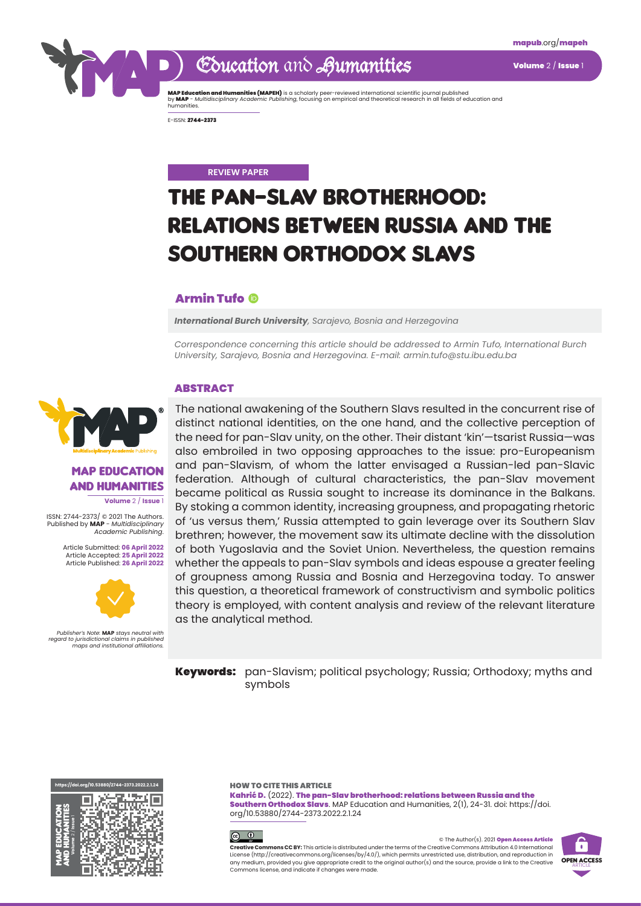REVIEW PAPER

# THE PAN-SLAV BROTHERHOOD: RELATIONS BETWEEN RUSSIA AND THE SOUTHERN ORTHODOX SLAVS

**Armin Tufo**

***International Burch University***, *Sarajevo, Bosnia and Herzegovina*

*Correspondence concerning this article should be addressed to Armin Tufo, International Burch University, Sarajevo, Bosnia and Herzegovina. E-mail: armin.tufo@stu.ibu.edu.ba*

**MAP EDUCATION AND HUMANITIES**

**Volume** 2 / **Issue** 1

ISSN: 2744-2373/ © 2021 The Authors. Published by **MAP** - *Multidisciplinary Academic Publishing.*

Article Submitted: **06 April 2022**
Article Accepted: **25 April 2022**
Article Published: **26 April 2022**

*Publisher's Note:* ***MAP*** *stays neutral with regard to jurisdictional claims in published maps and institutional affiliations.*

## ABSTRACT

The national awakening of the Southern Slavs resulted in the concurrent rise of distinct national identities, on the one hand, and the collective perception of the need for pan-Slav unity, on the other. Their distant 'kin'—tsarist Russia—was also embroiled in two opposing approaches to the issue: pro-Europeanism and pan-Slavism, of whom the latter envisaged a Russian-led pan-Slavic federation. Although of cultural characteristics, the pan-Slav movement became political as Russia sought to increase its dominance in the Balkans. By stoking a common identity, increasing groupness, and propagating rhetoric of 'us versus them,' Russia attempted to gain leverage over its Southern Slav brethren; however, the movement saw its ultimate decline with the dissolution of both Yugoslavia and the Soviet Union. Nevertheless, the question remains whether the appeals to pan-Slav symbols and ideas espouse a greater feeling of groupness among Russia and Bosnia and Herzegovina today. To answer this question, a theoretical framework of constructivism and symbolic politics theory is employed, with content analysis and review of the relevant literature as the analytical method.

**Keywords:** pan-Slavism; political psychology; Russia; Orthodoxy; myths and symbols

**HOW TO CITE THIS ARTICLE**

**Kahrić D.** (2022). **The pan-Slav brotherhood: relations between Russia and the Southern Orthodox Slavs**. MAP Education and Humanities, 2(1), 24-31. doi: https://doi.org/10.53880/2744-2373.2022.2.1.24

© The Author(s). 2021 **Open Access Article**

**Creative Commons CC BY:** This article is distributed under the terms of the Creative Commons Attribution 4.0 International License (http://creativecommons.org/licenses/by/4.0/), which permits unrestricted use, distribution, and reproduction in any medium, provided you give appropriate credit to the original author(s) and the source, provide a link to the Creative Commons license, and indicate if changes were made.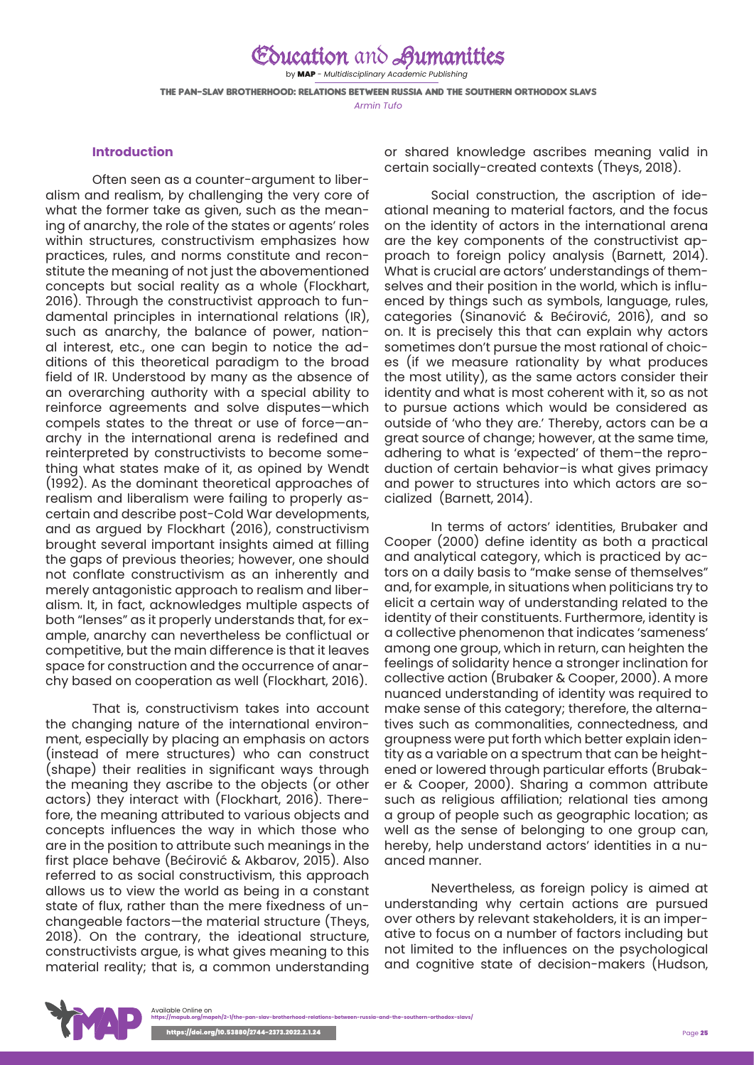### Introduction

Often seen as a counter-argument to liberalism and realism, by challenging the very core of what the former take as given, such as the meaning of anarchy, the role of the states or agents' roles within structures, constructivism emphasizes how practices, rules, and norms constitute and reconstitute the meaning of not just the abovementioned concepts but social reality as a whole (Flockhart, 2016). Through the constructivist approach to fundamental principles in international relations (IR), such as anarchy, the balance of power, national interest, etc., one can begin to notice the additions of this theoretical paradigm to the broad field of IR. Understood by many as the absence of an overarching authority with a special ability to reinforce agreements and solve disputes—which compels states to the threat or use of force—anarchy in the international arena is redefined and reinterpreted by constructivists to become something what states make of it, as opined by Wendt (1992). As the dominant theoretical approaches of realism and liberalism were failing to properly ascertain and describe post-Cold War developments, and as argued by Flockhart (2016), constructivism brought several important insights aimed at filling the gaps of previous theories; however, one should not conflate constructivism as an inherently and merely antagonistic approach to realism and liberalism. It, in fact, acknowledges multiple aspects of both "lenses" as it properly understands that, for example, anarchy can nevertheless be conflictual or competitive, but the main difference is that it leaves space for construction and the occurrence of anarchy based on cooperation as well (Flockhart, 2016).

That is, constructivism takes into account the changing nature of the international environment, especially by placing an emphasis on actors (instead of mere structures) who can construct (shape) their realities in significant ways through the meaning they ascribe to the objects (or other actors) they interact with (Flockhart, 2016). Therefore, the meaning attributed to various objects and concepts influences the way in which those who are in the position to attribute such meanings in the first place behave (Bećirović & Akbarov, 2015). Also referred to as social constructivism, this approach allows us to view the world as being in a constant state of flux, rather than the mere fixedness of unchangeable factors—the material structure (Theys, 2018). On the contrary, the ideational structure, constructivists argue, is what gives meaning to this material reality; that is, a common understanding or shared knowledge ascribes meaning valid in certain socially-created contexts (Theys, 2018).

Social construction, the ascription of ideational meaning to material factors, and the focus on the identity of actors in the international arena are the key components of the constructivist approach to foreign policy analysis (Barnett, 2014). What is crucial are actors' understandings of themselves and their position in the world, which is influenced by things such as symbols, language, rules, categories (Sinanović & Bećirović, 2016), and so on. It is precisely this that can explain why actors sometimes don't pursue the most rational of choices (if we measure rationality by what produces the most utility), as the same actors consider their identity and what is most coherent with it, so as not to pursue actions which would be considered as outside of 'who they are.' Thereby, actors can be a great source of change; however, at the same time, adhering to what is 'expected' of them–the reproduction of certain behavior–is what gives primacy and power to structures into which actors are socialized (Barnett, 2014).

In terms of actors' identities, Brubaker and Cooper (2000) define identity as both a practical and analytical category, which is practiced by actors on a daily basis to "make sense of themselves" and, for example, in situations when politicians try to elicit a certain way of understanding related to the identity of their constituents. Furthermore, identity is a collective phenomenon that indicates 'sameness' among one group, which in return, can heighten the feelings of solidarity hence a stronger inclination for collective action (Brubaker & Cooper, 2000). A more nuanced understanding of identity was required to make sense of this category; therefore, the alternatives such as commonalities, connectedness, and groupness were put forth which better explain identity as a variable on a spectrum that can be heightened or lowered through particular efforts (Brubaker & Cooper, 2000). Sharing a common attribute such as religious affiliation; relational ties among a group of people such as geographic location; as well as the sense of belonging to one group can, hereby, help understand actors' identities in a nuanced manner.

Nevertheless, as foreign policy is aimed at understanding why certain actions are pursued over others by relevant stakeholders, it is an imperative to focus on a number of factors including but not limited to the influences on the psychological and cognitive state of decision-makers (Hudson,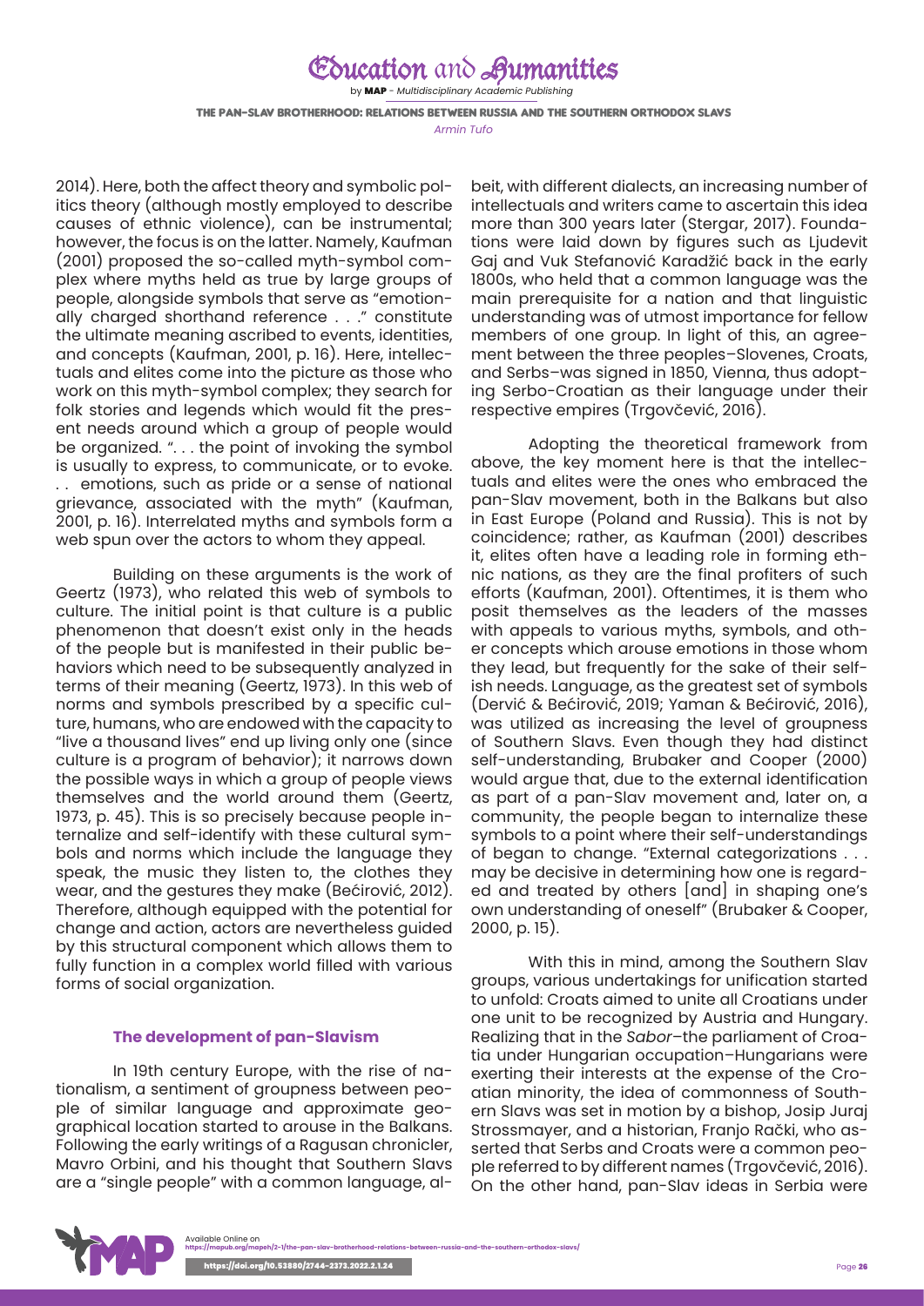2014). Here, both the affect theory and symbolic politics theory (although mostly employed to describe causes of ethnic violence), can be instrumental; however, the focus is on the latter. Namely, Kaufman (2001) proposed the so-called myth-symbol complex where myths held as true by large groups of people, alongside symbols that serve as "emotionally charged shorthand reference . . ." constitute the ultimate meaning ascribed to events, identities, and concepts (Kaufman, 2001, p. 16). Here, intellectuals and elites come into the picture as those who work on this myth-symbol complex; they search for folk stories and legends which would fit the present needs around which a group of people would be organized. ". . . the point of invoking the symbol is usually to express, to communicate, or to evoke. . . emotions, such as pride or a sense of national grievance, associated with the myth" (Kaufman, 2001, p. 16). Interrelated myths and symbols form a web spun over the actors to whom they appeal.

Building on these arguments is the work of Geertz (1973), who related this web of symbols to culture. The initial point is that culture is a public phenomenon that doesn't exist only in the heads of the people but is manifested in their public behaviors which need to be subsequently analyzed in terms of their meaning (Geertz, 1973). In this web of norms and symbols prescribed by a specific culture, humans, who are endowed with the capacity to "live a thousand lives" end up living only one (since culture is a program of behavior); it narrows down the possible ways in which a group of people views themselves and the world around them (Geertz, 1973, p. 45). This is so precisely because people internalize and self-identify with these cultural symbols and norms which include the language they speak, the music they listen to, the clothes they wear, and the gestures they make (Bećirović, 2012). Therefore, although equipped with the potential for change and action, actors are nevertheless guided by this structural component which allows them to fully function in a complex world filled with various forms of social organization.

## The development of pan-Slavism

In 19th century Europe, with the rise of nationalism, a sentiment of groupness between people of similar language and approximate geographical location started to arouse in the Balkans. Following the early writings of a Ragusan chronicler, Mavro Orbini, and his thought that Southern Slavs are a "single people" with a common language, albeit, with different dialects, an increasing number of intellectuals and writers came to ascertain this idea more than 300 years later (Stergar, 2017). Foundations were laid down by figures such as Ljudevit Gaj and Vuk Stefanović Karadžić back in the early 1800s, who held that a common language was the main prerequisite for a nation and that linguistic understanding was of utmost importance for fellow members of one group. In light of this, an agreement between the three peoples–Slovenes, Croats, and Serbs–was signed in 1850, Vienna, thus adopting Serbo-Croatian as their language under their respective empires (Trgovčević, 2016).

Adopting the theoretical framework from above, the key moment here is that the intellectuals and elites were the ones who embraced the pan-Slav movement, both in the Balkans but also in East Europe (Poland and Russia). This is not by coincidence; rather, as Kaufman (2001) describes it, elites often have a leading role in forming ethnic nations, as they are the final profiters of such efforts (Kaufman, 2001). Oftentimes, it is them who posit themselves as the leaders of the masses with appeals to various myths, symbols, and other concepts which arouse emotions in those whom they lead, but frequently for the sake of their selfish needs. Language, as the greatest set of symbols (Dervić & Bećirović, 2019; Yaman & Bećirović, 2016), was utilized as increasing the level of groupness of Southern Slavs. Even though they had distinct self-understanding, Brubaker and Cooper (2000) would argue that, due to the external identification as part of a pan-Slav movement and, later on, a community, the people began to internalize these symbols to a point where their self-understandings of began to change. "External categorizations . . . may be decisive in determining how one is regarded and treated by others [and] in shaping one's own understanding of oneself" (Brubaker & Cooper, 2000, p. 15).

With this in mind, among the Southern Slav groups, various undertakings for unification started to unfold: Croats aimed to unite all Croatians under one unit to be recognized by Austria and Hungary. Realizing that in the *Sabor*–the parliament of Croatia under Hungarian occupation–Hungarians were exerting their interests at the expense of the Croatian minority, the idea of commonness of Southern Slavs was set in motion by a bishop, Josip Juraj Strossmayer, and a historian, Franjo Rački, who asserted that Serbs and Croats were a common people referred to by different names (Trgovčević, 2016). On the other hand, pan-Slav ideas in Serbia were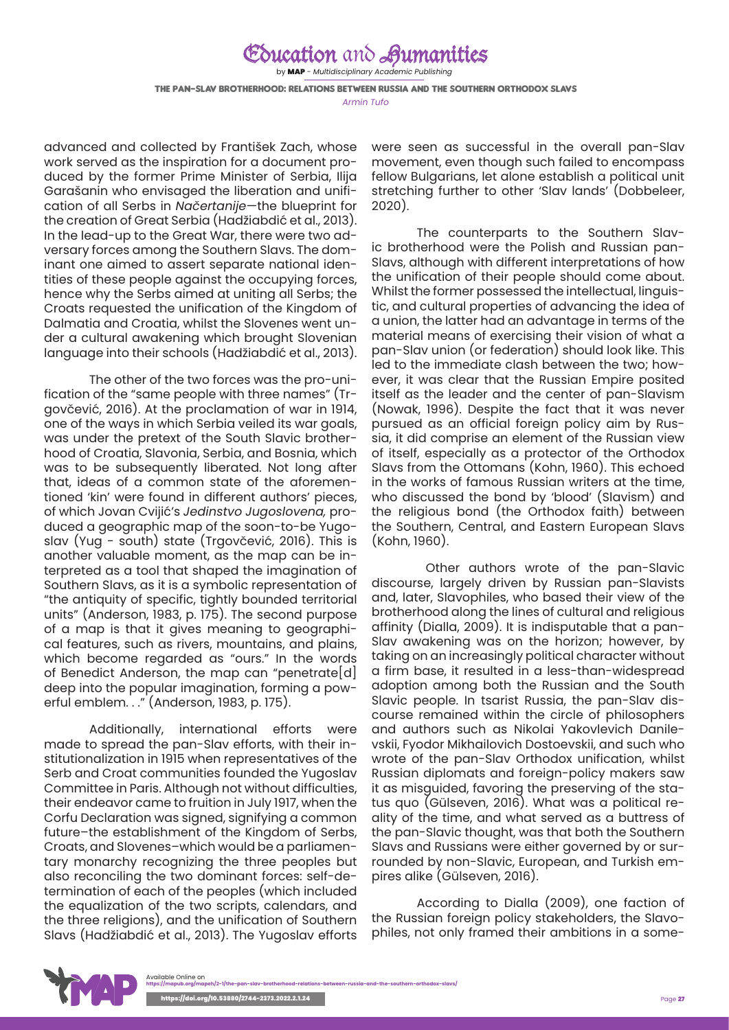advanced and collected by František Zach, whose work served as the inspiration for a document produced by the former Prime Minister of Serbia, Ilija Garašanin who envisaged the liberation and unification of all Serbs in *Načertanije*—the blueprint for the creation of Great Serbia (Hadžiabdić et al., 2013). In the lead-up to the Great War, there were two adversary forces among the Southern Slavs. The dominant one aimed to assert separate national identities of these people against the occupying forces, hence why the Serbs aimed at uniting all Serbs; the Croats requested the unification of the Kingdom of Dalmatia and Croatia, whilst the Slovenes went under a cultural awakening which brought Slovenian language into their schools (Hadžiabdić et al., 2013).

The other of the two forces was the pro-unification of the "same people with three names" (Trgovčević, 2016). At the proclamation of war in 1914, one of the ways in which Serbia veiled its war goals, was under the pretext of the South Slavic brotherhood of Croatia, Slavonia, Serbia, and Bosnia, which was to be subsequently liberated. Not long after that, ideas of a common state of the aforementioned 'kin' were found in different authors' pieces, of which Jovan Cvijić's *Jedinstvo Jugoslovena,* produced a geographic map of the soon-to-be Yugoslav (Yug - south) state (Trgovčević, 2016). This is another valuable moment, as the map can be interpreted as a tool that shaped the imagination of Southern Slavs, as it is a symbolic representation of "the antiquity of specific, tightly bounded territorial units" (Anderson, 1983, p. 175). The second purpose of a map is that it gives meaning to geographical features, such as rivers, mountains, and plains, which become regarded as "ours." In the words of Benedict Anderson, the map can "penetrate[d] deep into the popular imagination, forming a powerful emblem. . ." (Anderson, 1983, p. 175).

Additionally, international efforts were made to spread the pan-Slav efforts, with their institutionalization in 1915 when representatives of the Serb and Croat communities founded the Yugoslav Committee in Paris. Although not without difficulties, their endeavor came to fruition in July 1917, when the Corfu Declaration was signed, signifying a common future–the establishment of the Kingdom of Serbs, Croats, and Slovenes–which would be a parliamentary monarchy recognizing the three peoples but also reconciling the two dominant forces: self-determination of each of the peoples (which included the equalization of the two scripts, calendars, and the three religions), and the unification of Southern Slavs (Hadžiabdić et al., 2013). The Yugoslav efforts were seen as successful in the overall pan-Slav movement, even though such failed to encompass fellow Bulgarians, let alone establish a political unit stretching further to other 'Slav lands' (Dobbeleer, 2020).

The counterparts to the Southern Slavic brotherhood were the Polish and Russian pan-Slavs, although with different interpretations of how the unification of their people should come about. Whilst the former possessed the intellectual, linguistic, and cultural properties of advancing the idea of a union, the latter had an advantage in terms of the material means of exercising their vision of what a pan-Slav union (or federation) should look like. This led to the immediate clash between the two; however, it was clear that the Russian Empire posited itself as the leader and the center of pan-Slavism (Nowak, 1996). Despite the fact that it was never pursued as an official foreign policy aim by Russia, it did comprise an element of the Russian view of itself, especially as a protector of the Orthodox Slavs from the Ottomans (Kohn, 1960). This echoed in the works of famous Russian writers at the time, who discussed the bond by 'blood' (Slavism) and the religious bond (the Orthodox faith) between the Southern, Central, and Eastern European Slavs (Kohn, 1960).

Other authors wrote of the pan-Slavic discourse, largely driven by Russian pan-Slavists and, later, Slavophiles, who based their view of the brotherhood along the lines of cultural and religious affinity (Dialla, 2009). It is indisputable that a pan-Slav awakening was on the horizon; however, by taking on an increasingly political character without a firm base, it resulted in a less-than-widespread adoption among both the Russian and the South Slavic people. In tsarist Russia, the pan-Slav discourse remained within the circle of philosophers and authors such as Nikolai Yakovlevich Danilevskii, Fyodor Mikhailovich Dostoevskii, and such who wrote of the pan-Slav Orthodox unification, whilst Russian diplomats and foreign-policy makers saw it as misguided, favoring the preserving of the status quo (Gülseven, 2016). What was a political reality of the time, and what served as a buttress of the pan-Slavic thought, was that both the Southern Slavs and Russians were either governed by or surrounded by non-Slavic, European, and Turkish empires alike (Gülseven, 2016).

According to Dialla (2009), one faction of the Russian foreign policy stakeholders, the Slavophiles, not only framed their ambitions in a some-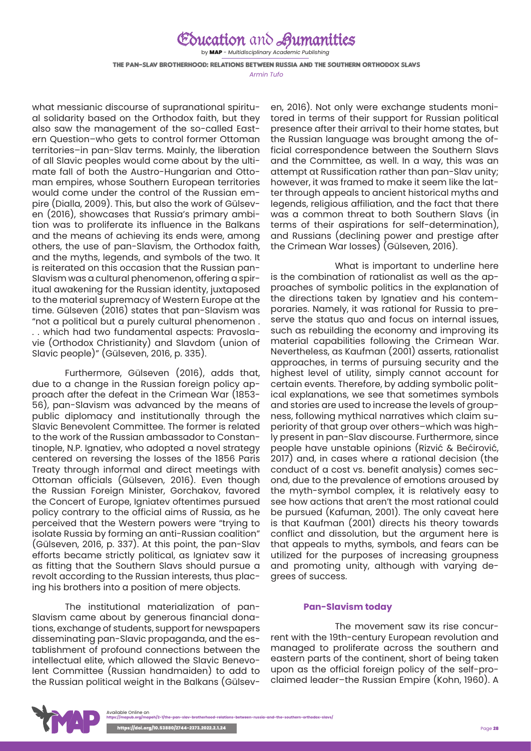what messianic discourse of supranational spiritual solidarity based on the Orthodox faith, but they also saw the management of the so-called Eastern Question–who gets to control former Ottoman territories–in pan-Slav terms. Mainly, the liberation of all Slavic peoples would come about by the ultimate fall of both the Austro-Hungarian and Ottoman empires, whose Southern European territories would come under the control of the Russian empire (Dialla, 2009). This, but also the work of Gülseven (2016), showcases that Russia's primary ambition was to proliferate its influence in the Balkans and the means of achieving its ends were, among others, the use of pan-Slavism, the Orthodox faith, and the myths, legends, and symbols of the two. It is reiterated on this occasion that the Russian pan-Slavism was a cultural phenomenon, offering a spiritual awakening for the Russian identity, juxtaposed to the material supremacy of Western Europe at the time. Gülseven (2016) states that pan-Slavism was "not a political but a purely cultural phenomenon . . . which had two fundamental aspects: Pravoslavie (Orthodox Christianity) and Slavdom (union of Slavic people)" (Gülseven, 2016, p. 335).

Furthermore, Gülseven (2016), adds that, due to a change in the Russian foreign policy approach after the defeat in the Crimean War (1853-56), pan-Slavism was advanced by the means of public diplomacy and institutionally through the Slavic Benevolent Committee. The former is related to the work of the Russian ambassador to Constantinople, N.P. Ignatiev, who adopted a novel strategy centered on reversing the losses of the 1856 Paris Treaty through informal and direct meetings with Ottoman officials (Gülseven, 2016). Even though the Russian Foreign Minister, Gorchakov, favored the Concert of Europe, Igniatev oftentimes pursued policy contrary to the official aims of Russia, as he perceived that the Western powers were "trying to isolate Russia by forming an anti-Russian coalition" (Gülseven, 2016, p. 337). At this point, the pan-Slav efforts became strictly political, as Igniatev saw it as fitting that the Southern Slavs should pursue a revolt according to the Russian interests, thus placing his brothers into a position of mere objects.

The institutional materialization of pan-Slavism came about by generous financial donations, exchange of students, support for newspapers disseminating pan-Slavic propaganda, and the establishment of profound connections between the intellectual elite, which allowed the Slavic Benevolent Committee (Russian handmaiden) to add to the Russian political weight in the Balkans (Gülseven, 2016). Not only were exchange students monitored in terms of their support for Russian political presence after their arrival to their home states, but the Russian language was brought among the official correspondence between the Southern Slavs and the Committee, as well. In a way, this was an attempt at Russification rather than pan-Slav unity; however, it was framed to make it seem like the latter through appeals to ancient historical myths and legends, religious affiliation, and the fact that there was a common threat to both Southern Slavs (in terms of their aspirations for self-determination), and Russians (declining power and prestige after the Crimean War losses) (Gülseven, 2016).

What is important to underline here is the combination of rationalist as well as the approaches of symbolic politics in the explanation of the directions taken by Ignatiev and his contemporaries. Namely, it was rational for Russia to preserve the status quo and focus on internal issues, such as rebuilding the economy and improving its material capabilities following the Crimean War. Nevertheless, as Kaufman (2001) asserts, rationalist approaches, in terms of pursuing security and the highest level of utility, simply cannot account for certain events. Therefore, by adding symbolic political explanations, we see that sometimes symbols and stories are used to increase the levels of groupness, following mythical narratives which claim superiority of that group over others–which was highly present in pan-Slav discourse. Furthermore, since people have unstable opinions (Rizvić & Bećirović, 2017) and, in cases where a rational decision (the conduct of a cost vs. benefit analysis) comes second, due to the prevalence of emotions aroused by the myth-symbol complex, it is relatively easy to see how actions that aren't the most rational could be pursued (Kafuman, 2001). The only caveat here is that Kaufman (2001) directs his theory towards conflict and dissolution, but the argument here is that appeals to myths, symbols, and fears can be utilized for the purposes of increasing groupness and promoting unity, although with varying degrees of success.

### Pan-Slavism today

The movement saw its rise concurrent with the 19th-century European revolution and managed to proliferate across the southern and eastern parts of the continent, short of being taken upon as the official foreign policy of the self-proclaimed leader–the Russian Empire (Kohn, 1960). A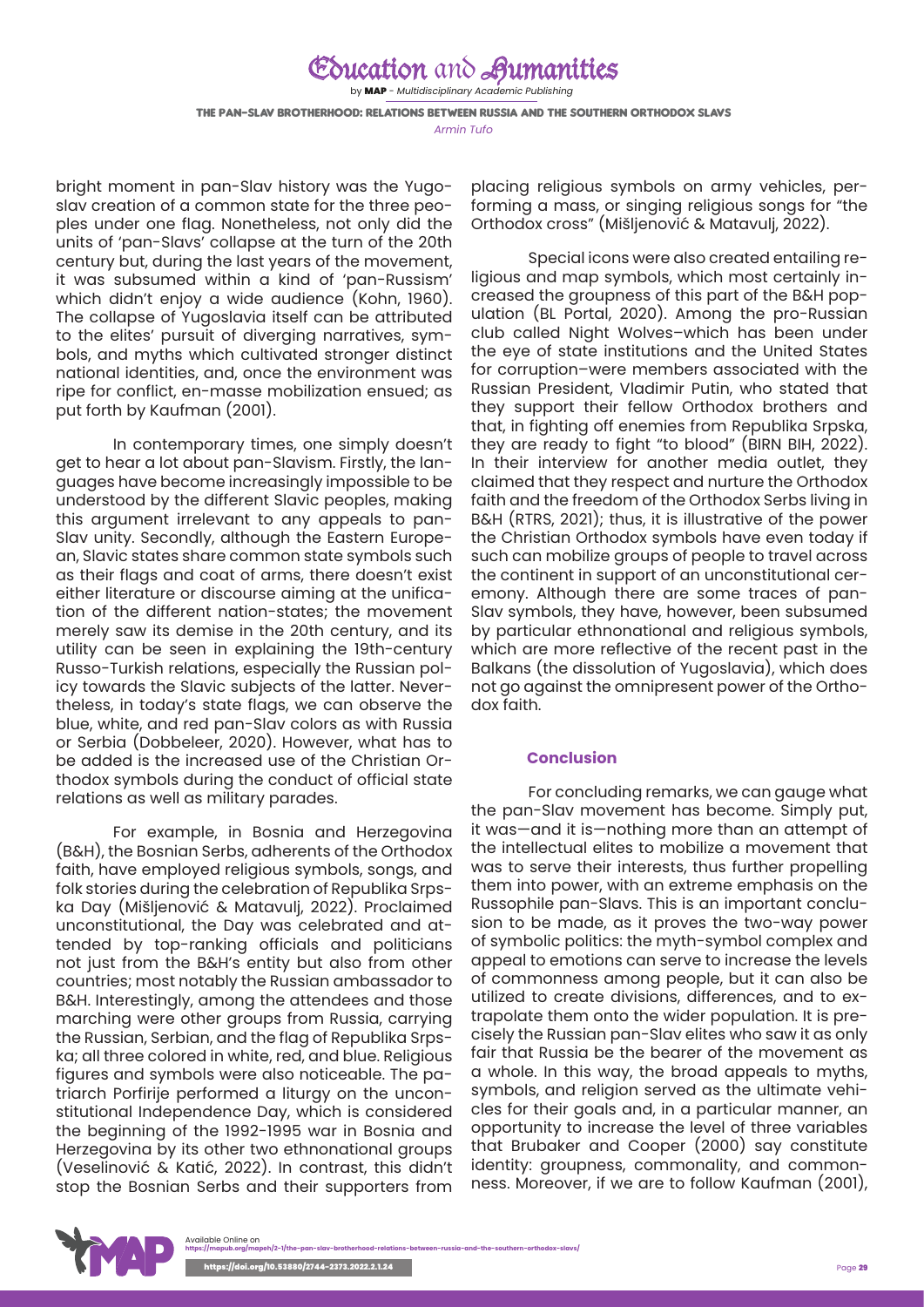bright moment in pan-Slav history was the Yugoslav creation of a common state for the three peoples under one flag. Nonetheless, not only did the units of 'pan-Slavs' collapse at the turn of the 20th century but, during the last years of the movement, it was subsumed within a kind of 'pan-Russism' which didn't enjoy a wide audience (Kohn, 1960). The collapse of Yugoslavia itself can be attributed to the elites' pursuit of diverging narratives, symbols, and myths which cultivated stronger distinct national identities, and, once the environment was ripe for conflict, en-masse mobilization ensued; as put forth by Kaufman (2001).

In contemporary times, one simply doesn't get to hear a lot about pan-Slavism. Firstly, the languages have become increasingly impossible to be understood by the different Slavic peoples, making this argument irrelevant to any appeals to pan-Slav unity. Secondly, although the Eastern European, Slavic states share common state symbols such as their flags and coat of arms, there doesn't exist either literature or discourse aiming at the unification of the different nation-states; the movement merely saw its demise in the 20th century, and its utility can be seen in explaining the 19th-century Russo-Turkish relations, especially the Russian policy towards the Slavic subjects of the latter. Nevertheless, in today's state flags, we can observe the blue, white, and red pan-Slav colors as with Russia or Serbia (Dobbeleer, 2020). However, what has to be added is the increased use of the Christian Orthodox symbols during the conduct of official state relations as well as military parades.

For example, in Bosnia and Herzegovina (B&H), the Bosnian Serbs, adherents of the Orthodox faith, have employed religious symbols, songs, and folk stories during the celebration of Republika Srpska Day (Mišljenović & Matavulj, 2022). Proclaimed unconstitutional, the Day was celebrated and attended by top-ranking officials and politicians not just from the B&H's entity but also from other countries; most notably the Russian ambassador to B&H. Interestingly, among the attendees and those marching were other groups from Russia, carrying the Russian, Serbian, and the flag of Republika Srpska; all three colored in white, red, and blue. Religious figures and symbols were also noticeable. The patriarch Porfirije performed a liturgy on the unconstitutional Independence Day, which is considered the beginning of the 1992-1995 war in Bosnia and Herzegovina by its other two ethnonational groups (Veselinović & Katić, 2022). In contrast, this didn't stop the Bosnian Serbs and their supporters from placing religious symbols on army vehicles, performing a mass, or singing religious songs for "the Orthodox cross" (Mišljenović & Matavulj, 2022).

Special icons were also created entailing religious and map symbols, which most certainly increased the groupness of this part of the B&H population (BL Portal, 2020). Among the pro-Russian club called Night Wolves–which has been under the eye of state institutions and the United States for corruption–were members associated with the Russian President, Vladimir Putin, who stated that they support their fellow Orthodox brothers and that, in fighting off enemies from Republika Srpska, they are ready to fight "to blood" (BIRN BIH, 2022). In their interview for another media outlet, they claimed that they respect and nurture the Orthodox faith and the freedom of the Orthodox Serbs living in B&H (RTRS, 2021); thus, it is illustrative of the power the Christian Orthodox symbols have even today if such can mobilize groups of people to travel across the continent in support of an unconstitutional ceremony. Although there are some traces of pan-Slav symbols, they have, however, been subsumed by particular ethnonational and religious symbols, which are more reflective of the recent past in the Balkans (the dissolution of Yugoslavia), which does not go against the omnipresent power of the Orthodox faith.

## Conclusion

For concluding remarks, we can gauge what the pan-Slav movement has become. Simply put, it was—and it is—nothing more than an attempt of the intellectual elites to mobilize a movement that was to serve their interests, thus further propelling them into power, with an extreme emphasis on the Russophile pan-Slavs. This is an important conclusion to be made, as it proves the two-way power of symbolic politics: the myth-symbol complex and appeal to emotions can serve to increase the levels of commonness among people, but it can also be utilized to create divisions, differences, and to extrapolate them onto the wider population. It is precisely the Russian pan-Slav elites who saw it as only fair that Russia be the bearer of the movement as a whole. In this way, the broad appeals to myths, symbols, and religion served as the ultimate vehicles for their goals and, in a particular manner, an opportunity to increase the level of three variables that Brubaker and Cooper (2000) say constitute identity: groupness, commonality, and commonness. Moreover, if we are to follow Kaufman (2001),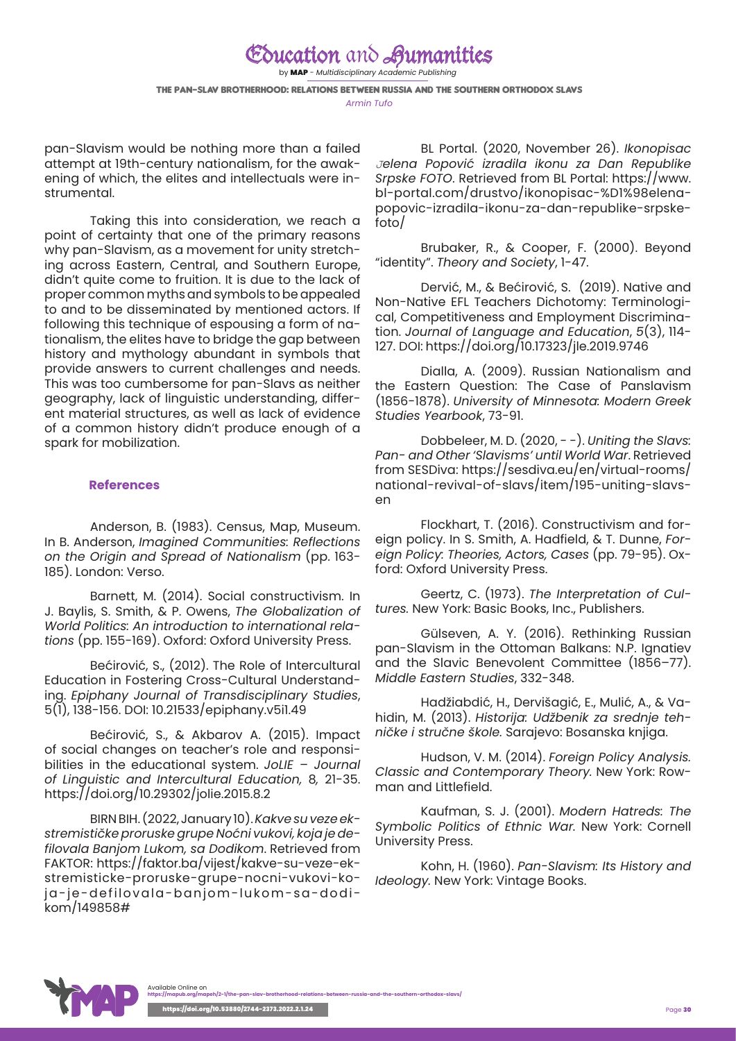pan-Slavism would be nothing more than a failed attempt at 19th-century nationalism, for the awakening of which, the elites and intellectuals were instrumental.

Taking this into consideration, we reach a point of certainty that one of the primary reasons why pan-Slavism, as a movement for unity stretching across Eastern, Central, and Southern Europe, didn't quite come to fruition. It is due to the lack of proper common myths and symbols to be appealed to and to be disseminated by mentioned actors. If following this technique of espousing a form of nationalism, the elites have to bridge the gap between history and mythology abundant in symbols that provide answers to current challenges and needs. This was too cumbersome for pan-Slavs as neither geography, lack of linguistic understanding, different material structures, as well as lack of evidence of a common history didn't produce enough of a spark for mobilization.

## References

Anderson, B. (1983). Census, Map, Museum. In B. Anderson, *Imagined Communities: Reflections on the Origin and Spread of Nationalism* (pp. 163-185). London: Verso.

Barnett, M. (2014). Social constructivism. In J. Baylis, S. Smith, & P. Owens, *The Globalization of World Politics: An introduction to international relations* (pp. 155-169). Oxford: Oxford University Press.

Bećirović, S., (2012). The Role of Intercultural Education in Fostering Cross-Cultural Understanding. *Epiphany Journal of Transdisciplinary Studies*, 5(1), 138-156. DOI: 10.21533/epiphany.v5i1.49

Bećirović, S., & Akbarov A. (2015). Impact of social changes on teacher's role and responsibilities in the educational system. *JoLIE – Journal of Linguistic and Intercultural Education, 8,* 21-35. https://doi.org/10.29302/jolie.2015.8.2

BIRN BIH. (2022, January 10). *Kakve su veze ekstremističke proruske grupe Noćni vukovi, koja je defilovala Banjom Lukom, sa Dodikom*. Retrieved from FAKTOR: https://faktor.ba/vijest/kakve-su-veze-ekstremisticke-proruske-grupe-nocni-vukovi-koja-je-defilovala-banjom-lukom-sa-dodikom/149858#

BL Portal. (2020, November 26). *Ikonopisac Јelena Popović izradila ikonu za Dan Republike Srpske FOTO*. Retrieved from BL Portal: https://www.bl-portal.com/drustvo/ikonopisac-%D1%98elena-popovic-izradila-ikonu-za-dan-republike-srpske-foto/

Brubaker, R., & Cooper, F. (2000). Beyond "identity". *Theory and Society*, 1-47.

Dervić, M., & Bećirović, S. (2019). Native and Non-Native EFL Teachers Dichotomy: Terminological, Competitiveness and Employment Discrimination. *Journal of Language and Education*, 5(3), 114-127. DOI: https://doi.org/10.17323/jle.2019.9746

Dialla, A. (2009). Russian Nationalism and the Eastern Question: The Case of Panslavism (1856-1878). *University of Minnesota: Modern Greek Studies Yearbook*, 73-91.

Dobbeleer, M. D. (2020, - -). *Uniting the Slavs: Pan- and Other 'Slavisms' until World War*. Retrieved from SESDiva: https://sesdiva.eu/en/virtual-rooms/national-revival-of-slavs/item/195-uniting-slavs-en

Flockhart, T. (2016). Constructivism and foreign policy. In S. Smith, A. Hadfield, & T. Dunne, *Foreign Policy: Theories, Actors, Cases* (pp. 79-95). Oxford: Oxford University Press.

Geertz, C. (1973). *The Interpretation of Cultures.* New York: Basic Books, Inc., Publishers.

Gülseven, A. Y. (2016). Rethinking Russian pan-Slavism in the Ottoman Balkans: N.P. Ignatiev and the Slavic Benevolent Committee (1856–77). *Middle Eastern Studies*, 332-348.

Hadžiabdić, H., Dervišagić, E., Mulić, A., & Vahidin, M. (2013). *Historija: Udžbenik za srednje tehničke i stručne škole*. Sarajevo: Bosanska knjiga.

Hudson, V. M. (2014). *Foreign Policy Analysis. Classic and Contemporary Theory.* New York: Rowman and Littlefield.

Kaufman, S. J. (2001). *Modern Hatreds: The Symbolic Politics of Ethnic War.* New York: Cornell University Press.

Kohn, H. (1960). *Pan-Slavism: Its History and Ideology.* New York: Vintage Books.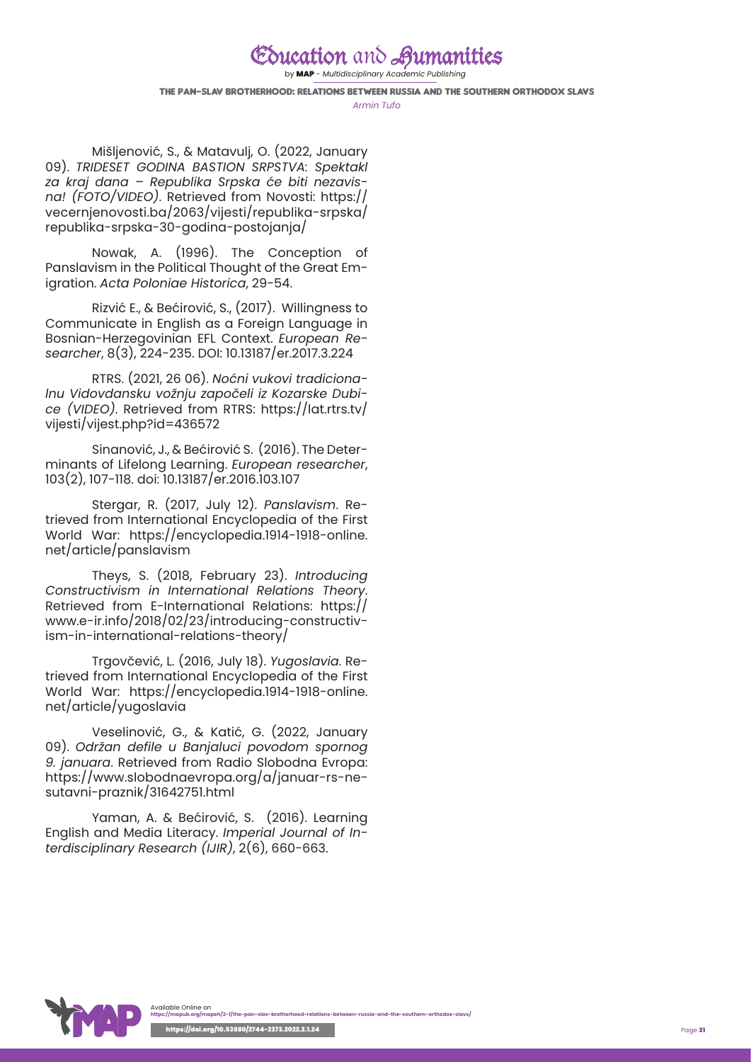Mišljenović, S., & Matavulj, O. (2022, January 09). *TRIDESET GODINA BASTION SRPSTVA: Spektakl za kraj dana – Republika Srpska će biti nezavisna! (FOTO/VIDEO)*. Retrieved from Novosti: https://vecernjenovosti.ba/2063/vijesti/republika-srpska/republika-srpska-30-godina-postojanja/

Nowak, A. (1996). The Conception of Panslavism in the Political Thought of the Great Emigration. *Acta Poloniae Historica*, 29-54.

Rizvić E., & Bećirović, S., (2017). Willingness to Communicate in English as a Foreign Language in Bosnian-Herzegovinian EFL Context. *European Researcher*, 8(3), 224-235. DOI: 10.13187/er.2017.3.224

RTRS. (2021, 26 06). *Noćni vukovi tradicionalnu Vidovdansku vožnju započeli iz Kozarske Dubice (VIDEO)*. Retrieved from RTRS: https://lat.rtrs.tv/vijesti/vijest.php?id=436572

Sinanović, J., & Bećirović S. (2016). The Determinants of Lifelong Learning. *European researcher*, 103(2), 107-118. doi: 10.13187/er.2016.103.107

Stergar, R. (2017, July 12). *Panslavism*. Retrieved from International Encyclopedia of the First World War: https://encyclopedia.1914-1918-online.net/article/panslavism

Theys, S. (2018, February 23). *Introducing Constructivism in International Relations Theory*. Retrieved from E-International Relations: https://www.e-ir.info/2018/02/23/introducing-constructivism-in-international-relations-theory/

Trgovčević, L. (2016, July 18). *Yugoslavia*. Retrieved from International Encyclopedia of the First World War: https://encyclopedia.1914-1918-online.net/article/yugoslavia

Veselinović, G., & Katić, G. (2022, January 09). *Održan defile u Banjaluci povodom spornog 9. januara*. Retrieved from Radio Slobodna Evropa: https://www.slobodnaevropa.org/a/januar-rs-nesutavni-praznik/31642751.html

Yaman, A. & Bećirović, S. (2016). Learning English and Media Literacy. *Imperial Journal of Interdisciplinary Research (IJIR)*, 2(6), 660-663.